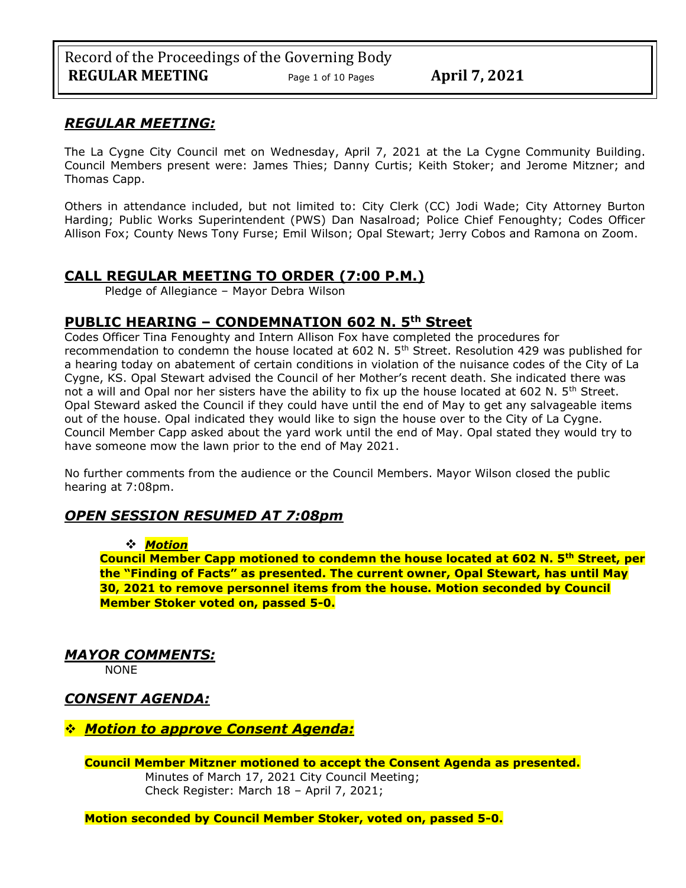## *REGULAR MEETING:*

The La Cygne City Council met on Wednesday, April 7, 2021 at the La Cygne Community Building. Council Members present were: James Thies; Danny Curtis; Keith Stoker; and Jerome Mitzner; and Thomas Capp.

Others in attendance included, but not limited to: City Clerk (CC) Jodi Wade; City Attorney Burton Harding; Public Works Superintendent (PWS) Dan Nasalroad; Police Chief Fenoughty; Codes Officer Allison Fox; County News Tony Furse; Emil Wilson; Opal Stewart; Jerry Cobos and Ramona on Zoom.

## CALL REGULAR MEETING TO ORDER (7:00 P.M.)

Pledge of Allegiance – Mayor Debra Wilson

## PUBLIC HEARING – CONDEMNATION 602 N. 5th Street

Codes Officer Tina Fenoughty and Intern Allison Fox have completed the procedures for recommendation to condemn the house located at 602 N. 5th Street. Resolution 429 was published for a hearing today on abatement of certain conditions in violation of the nuisance codes of the City of La Cygne, KS. Opal Stewart advised the Council of her Mother's recent death. She indicated there was not a will and Opal nor her sisters have the ability to fix up the house located at 602 N. 5th Street. Opal Steward asked the Council if they could have until the end of May to get any salvageable items out of the house. Opal indicated they would like to sign the house over to the City of La Cygne. Council Member Capp asked about the yard work until the end of May. Opal stated they would try to have someone mow the lawn prior to the end of May 2021.

No further comments from the audience or the Council Members. Mayor Wilson closed the public hearing at 7:08pm.

## *OPEN SESSION RESUMED AT 7:08pm*

- ***Motion***

**Council Member Capp motioned to condemn the house located at 602 N. 5th Street, per the "Finding of Facts" as presented. The current owner, Opal Stewart, has until May 30, 2021 to remove personnel items from the house. Motion seconded by Council Member Stoker voted on, passed 5-0.**

## *MAYOR COMMENTS:*

NONE

## *CONSENT AGENDA:*

- ***Motion to approve Consent Agenda:***

**Council Member Mitzner motioned to accept the Consent Agenda as presented.**

Minutes of March 17, 2021 City Council Meeting;
Check Register: March 18 – April 7, 2021;

**Motion seconded by Council Member Stoker, voted on, passed 5-0.**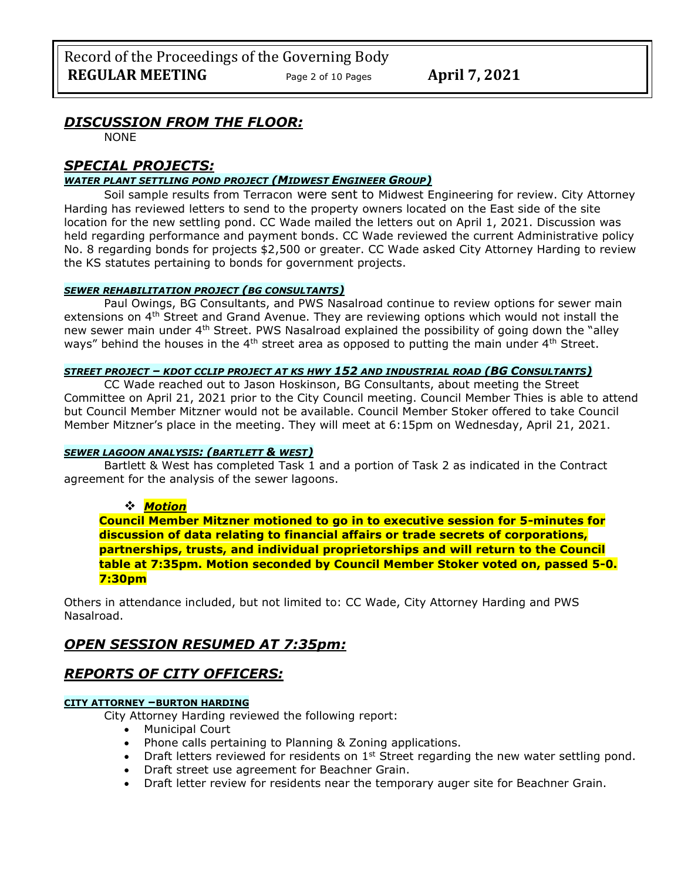## *DISCUSSION FROM THE FLOOR:*

NONE

## *SPECIAL PROJECTS:*

#### *WATER PLANT SETTLING POND PROJECT (MIDWEST ENGINEER GROUP)*

Soil sample results from Terracon were sent to Midwest Engineering for review. City Attorney Harding has reviewed letters to send to the property owners located on the East side of the site location for the new settling pond. CC Wade mailed the letters out on April 1, 2021. Discussion was held regarding performance and payment bonds. CC Wade reviewed the current Administrative policy No. 8 regarding bonds for projects $2,500 or greater. CC Wade asked City Attorney Harding to review the KS statutes pertaining to bonds for government projects.

#### *SEWER REHABILITATION PROJECT (BG CONSULTANTS)*

Paul Owings, BG Consultants, and PWS Nasalroad continue to review options for sewer main extensions on 4th Street and Grand Avenue. They are reviewing options which would not install the new sewer main under 4th Street. PWS Nasalroad explained the possibility of going down the "alley ways" behind the houses in the 4th street area as opposed to putting the main under 4th Street.

#### *STREET PROJECT – KDOT CCLIP PROJECT AT KS HWY 152 AND INDUSTRIAL ROAD (BG CONSULTANTS)*

CC Wade reached out to Jason Hoskinson, BG Consultants, about meeting the Street Committee on April 21, 2021 prior to the City Council meeting. Council Member Thies is able to attend but Council Member Mitzner would not be available. Council Member Stoker offered to take Council Member Mitzner's place in the meeting. They will meet at 6:15pm on Wednesday, April 21, 2021.

#### *SEWER LAGOON ANALYSIS: (BARTLETT & WEST)*

Bartlett & West has completed Task 1 and a portion of Task 2 as indicated in the Contract agreement for the analysis of the sewer lagoons.

- ***Motion***

**Council Member Mitzner motioned to go in to executive session for 5-minutes for discussion of data relating to financial affairs or trade secrets of corporations, partnerships, trusts, and individual proprietorships and will return to the Council table at 7:35pm. Motion seconded by Council Member Stoker voted on, passed 5-0. 7:30pm**

Others in attendance included, but not limited to: CC Wade, City Attorney Harding and PWS Nasalroad.

## *OPEN SESSION RESUMED AT 7:35pm:*

## *REPORTS OF CITY OFFICERS:*

#### **CITY ATTORNEY –BURTON HARDING**

City Attorney Harding reviewed the following report:

- Municipal Court
- Phone calls pertaining to Planning & Zoning applications.
- Draft letters reviewed for residents on 1st Street regarding the new water settling pond.
- Draft street use agreement for Beachner Grain.
- Draft letter review for residents near the temporary auger site for Beachner Grain.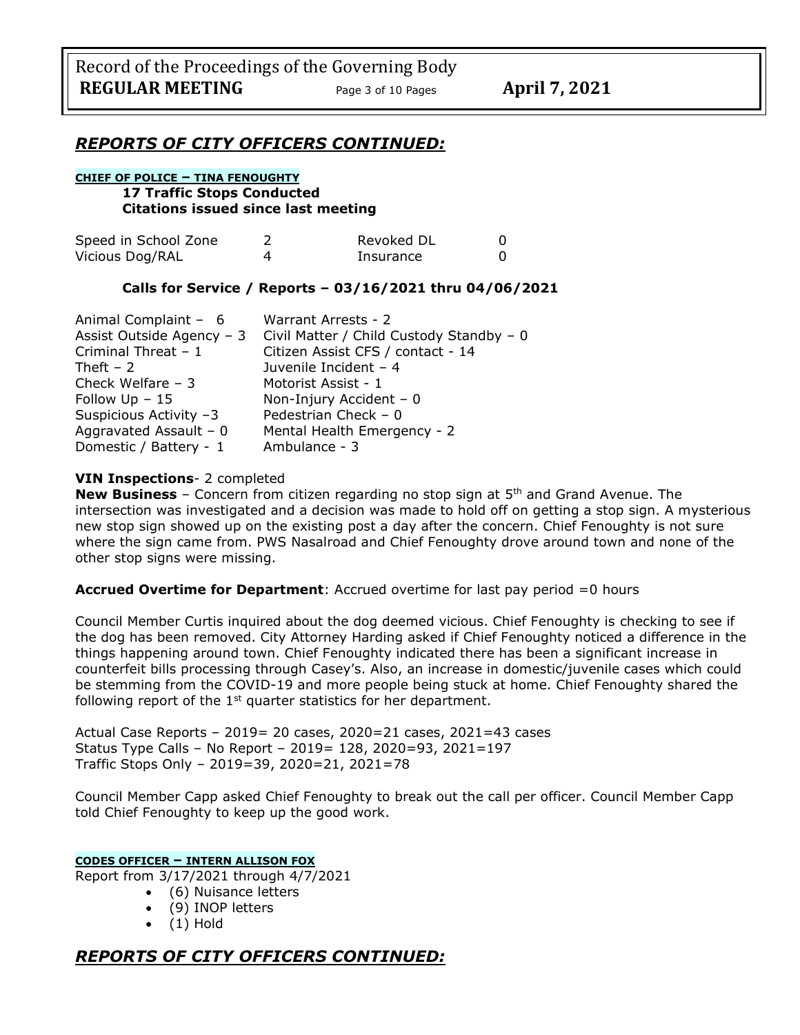## *REPORTS OF CITY OFFICERS CONTINUED:*

**CHIEF OF POLICE – TINA FENOUGHTY**

**17 Traffic Stops Conducted**
**Citations issued since last meeting**

| | | | |
|---|---|---|---|
| Speed in School Zone | 2 | Revoked DL | 0 |
| Vicious Dog/RAL | 4 | Insurance | 0 |

**Calls for Service / Reports – 03/16/2021 thru 04/06/2021**

| | |
|---|---|
| Animal Complaint – 6 | Warrant Arrests - 2 |
| Assist Outside Agency – 3 | Civil Matter / Child Custody Standby – 0 |
| Criminal Threat – 1 | Citizen Assist CFS / contact - 14 |
| Theft – 2 | Juvenile Incident – 4 |
| Check Welfare – 3 | Motorist Assist - 1 |
| Follow Up – 15 | Non-Injury Accident – 0 |
| Suspicious Activity –3 | Pedestrian Check – 0 |
| Aggravated Assault – 0 | Mental Health Emergency - 2 |
| Domestic / Battery - 1 | Ambulance - 3 |

**VIN Inspections**- 2 completed

**New Business** – Concern from citizen regarding no stop sign at 5th and Grand Avenue. The intersection was investigated and a decision was made to hold off on getting a stop sign. A mysterious new stop sign showed up on the existing post a day after the concern. Chief Fenoughty is not sure where the sign came from. PWS Nasalroad and Chief Fenoughty drove around town and none of the other stop signs were missing.

**Accrued Overtime for Department**: Accrued overtime for last pay period =0 hours

Council Member Curtis inquired about the dog deemed vicious. Chief Fenoughty is checking to see if the dog has been removed. City Attorney Harding asked if Chief Fenoughty noticed a difference in the things happening around town. Chief Fenoughty indicated there has been a significant increase in counterfeit bills processing through Casey's. Also, an increase in domestic/juvenile cases which could be stemming from the COVID-19 and more people being stuck at home. Chief Fenoughty shared the following report of the 1st quarter statistics for her department.

Actual Case Reports – 2019= 20 cases, 2020=21 cases, 2021=43 cases
Status Type Calls – No Report – 2019= 128, 2020=93, 2021=197
Traffic Stops Only – 2019=39, 2020=21, 2021=78

Council Member Capp asked Chief Fenoughty to break out the call per officer. Council Member Capp told Chief Fenoughty to keep up the good work.

**CODES OFFICER – INTERN ALLISON FOX**

Report from 3/17/2021 through 4/7/2021

- (6) Nuisance letters
- (9) INOP letters
- (1) Hold

## *REPORTS OF CITY OFFICERS CONTINUED:*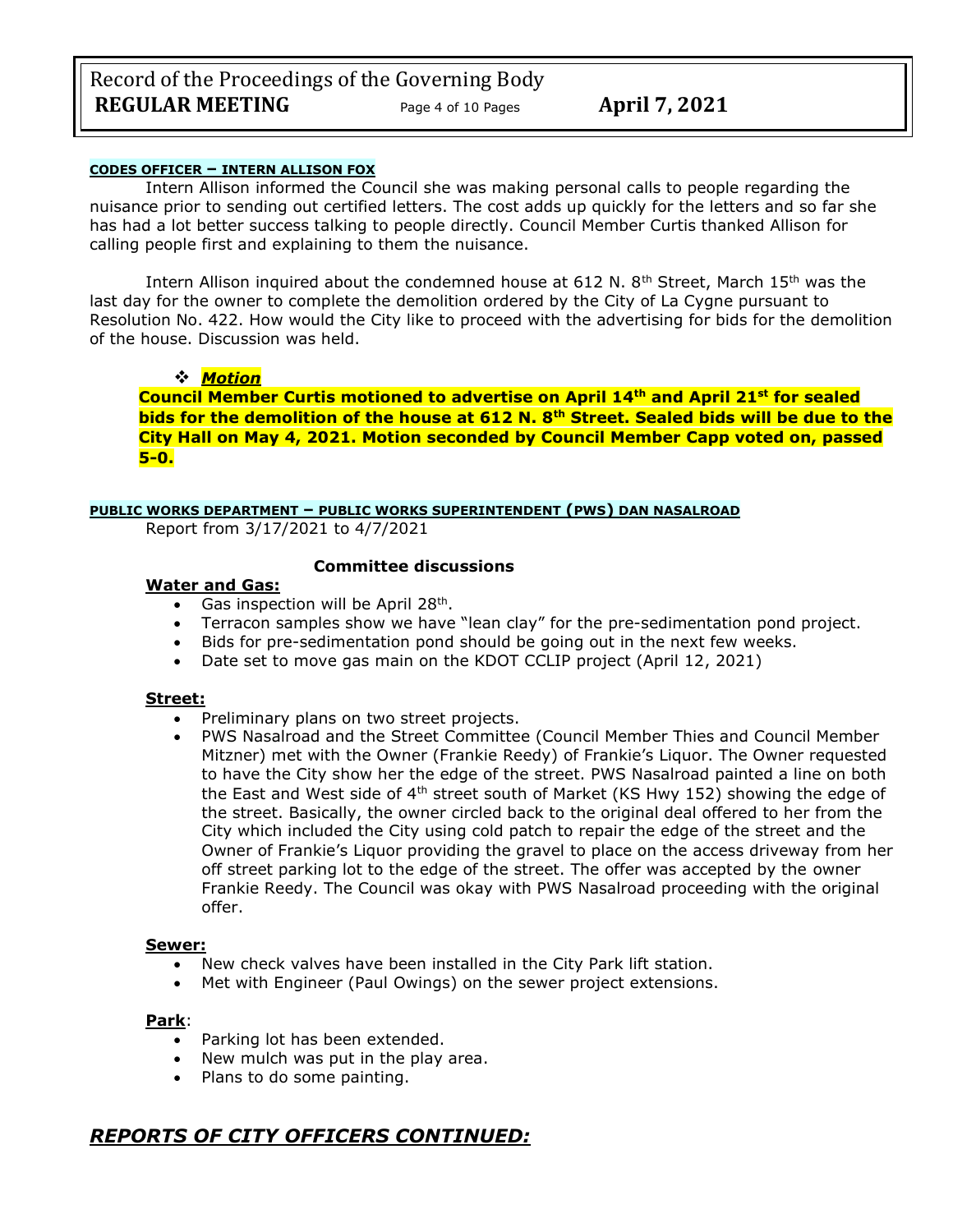**CODES OFFICER – INTERN ALLISON FOX**

Intern Allison informed the Council she was making personal calls to people regarding the nuisance prior to sending out certified letters. The cost adds up quickly for the letters and so far she has had a lot better success talking to people directly. Council Member Curtis thanked Allison for calling people first and explaining to them the nuisance.

Intern Allison inquired about the condemned house at 612 N. 8th Street, March 15th was the last day for the owner to complete the demolition ordered by the City of La Cygne pursuant to Resolution No. 422. How would the City like to proceed with the advertising for bids for the demolition of the house. Discussion was held.

- ***Motion***

**Council Member Curtis motioned to advertise on April 14th and April 21st for sealed bids for the demolition of the house at 612 N. 8th Street. Sealed bids will be due to the City Hall on May 4, 2021. Motion seconded by Council Member Capp voted on, passed 5-0.**

**PUBLIC WORKS DEPARTMENT – PUBLIC WORKS SUPERINTENDENT (PWS) DAN NASALROAD**

Report from 3/17/2021 to 4/7/2021

**Committee discussions**

**Water and Gas:**

- Gas inspection will be April 28th.
- Terracon samples show we have "lean clay" for the pre-sedimentation pond project.
- Bids for pre-sedimentation pond should be going out in the next few weeks.
- Date set to move gas main on the KDOT CCLIP project (April 12, 2021)

**Street:**

- Preliminary plans on two street projects.
- PWS Nasalroad and the Street Committee (Council Member Thies and Council Member Mitzner) met with the Owner (Frankie Reedy) of Frankie's Liquor. The Owner requested to have the City show her the edge of the street. PWS Nasalroad painted a line on both the East and West side of 4th street south of Market (KS Hwy 152) showing the edge of the street. Basically, the owner circled back to the original deal offered to her from the City which included the City using cold patch to repair the edge of the street and the Owner of Frankie's Liquor providing the gravel to place on the access driveway from her off street parking lot to the edge of the street. The offer was accepted by the owner Frankie Reedy. The Council was okay with PWS Nasalroad proceeding with the original offer.

**Sewer:**

- New check valves have been installed in the City Park lift station.
- Met with Engineer (Paul Owings) on the sewer project extensions.

**Park**:

- Parking lot has been extended.
- New mulch was put in the play area.
- Plans to do some painting.

## ***REPORTS OF CITY OFFICERS CONTINUED:***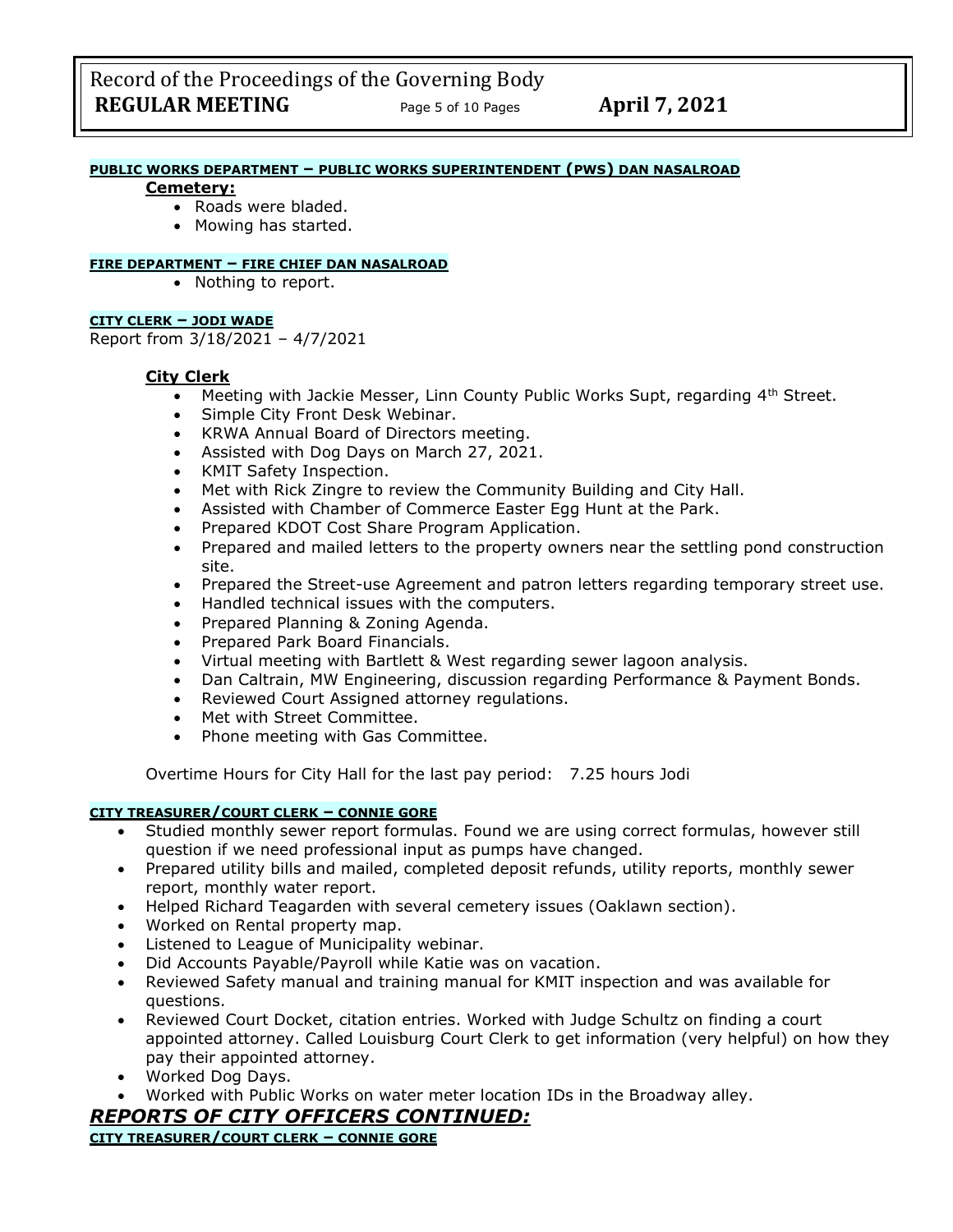#### PUBLIC WORKS DEPARTMENT – PUBLIC WORKS SUPERINTENDENT (PWS) DAN NASALROAD

**Cemetery:**

- Roads were bladed.
- Mowing has started.

#### FIRE DEPARTMENT – FIRE CHIEF DAN NASALROAD

- Nothing to report.

#### CITY CLERK – JODI WADE

Report from 3/18/2021 – 4/7/2021

**City Clerk**

- Meeting with Jackie Messer, Linn County Public Works Supt, regarding 4th Street.
- Simple City Front Desk Webinar.
- KRWA Annual Board of Directors meeting.
- Assisted with Dog Days on March 27, 2021.
- KMIT Safety Inspection.
- Met with Rick Zingre to review the Community Building and City Hall.
- Assisted with Chamber of Commerce Easter Egg Hunt at the Park.
- Prepared KDOT Cost Share Program Application.
- Prepared and mailed letters to the property owners near the settling pond construction site.
- Prepared the Street-use Agreement and patron letters regarding temporary street use.
- Handled technical issues with the computers.
- Prepared Planning & Zoning Agenda.
- Prepared Park Board Financials.
- Virtual meeting with Bartlett & West regarding sewer lagoon analysis.
- Dan Caltrain, MW Engineering, discussion regarding Performance & Payment Bonds.
- Reviewed Court Assigned attorney regulations.
- Met with Street Committee.
- Phone meeting with Gas Committee.

Overtime Hours for City Hall for the last pay period: 7.25 hours Jodi

#### CITY TREASURER/COURT CLERK – CONNIE GORE

- Studied monthly sewer report formulas. Found we are using correct formulas, however still question if we need professional input as pumps have changed.
- Prepared utility bills and mailed, completed deposit refunds, utility reports, monthly sewer report, monthly water report.
- Helped Richard Teagarden with several cemetery issues (Oaklawn section).
- Worked on Rental property map.
- Listened to League of Municipality webinar.
- Did Accounts Payable/Payroll while Katie was on vacation.
- Reviewed Safety manual and training manual for KMIT inspection and was available for questions.
- Reviewed Court Docket, citation entries. Worked with Judge Schultz on finding a court appointed attorney. Called Louisburg Court Clerk to get information (very helpful) on how they pay their appointed attorney.
- Worked Dog Days.
- Worked with Public Works on water meter location IDs in the Broadway alley.

## *REPORTS OF CITY OFFICERS CONTINUED:*

#### CITY TREASURER/COURT CLERK – CONNIE GORE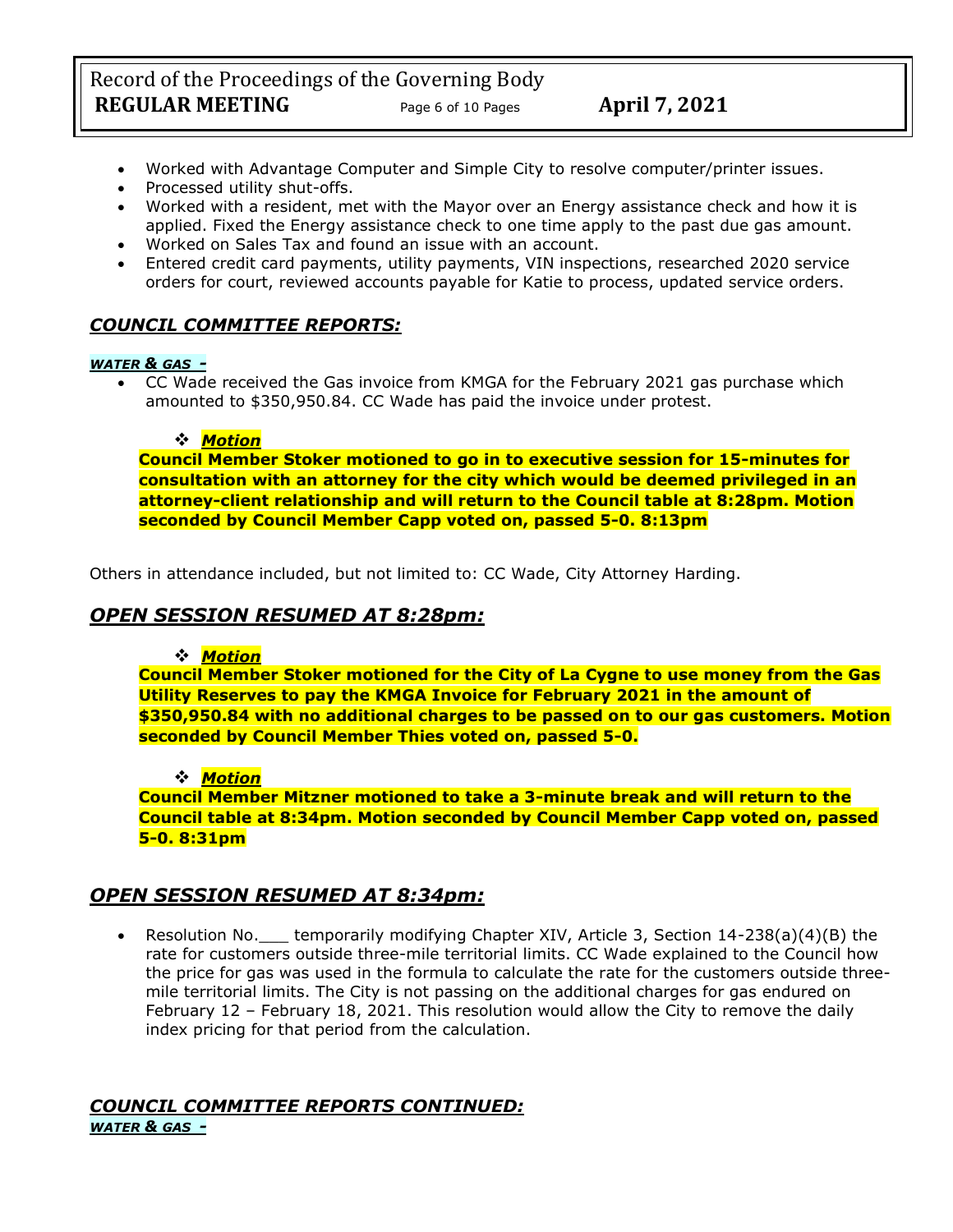- Worked with Advantage Computer and Simple City to resolve computer/printer issues.
- Processed utility shut-offs.
- Worked with a resident, met with the Mayor over an Energy assistance check and how it is applied. Fixed the Energy assistance check to one time apply to the past due gas amount.
- Worked on Sales Tax and found an issue with an account.
- Entered credit card payments, utility payments, VIN inspections, researched 2020 service orders for court, reviewed accounts payable for Katie to process, updated service orders.

## *COUNCIL COMMITTEE REPORTS:*

***WATER & GAS -***

- CC Wade received the Gas invoice from KMGA for the February 2021 gas purchase which amounted to $350,950.84. CC Wade has paid the invoice under protest.

❖ ***Motion***

**Council Member Stoker motioned to go in to executive session for 15-minutes for consultation with an attorney for the city which would be deemed privileged in an attorney-client relationship and will return to the Council table at 8:28pm. Motion seconded by Council Member Capp voted on, passed 5-0. 8:13pm**

Others in attendance included, but not limited to: CC Wade, City Attorney Harding.

## *OPEN SESSION RESUMED AT 8:28pm:*

❖ ***Motion***

**Council Member Stoker motioned for the City of La Cygne to use money from the Gas Utility Reserves to pay the KMGA Invoice for February 2021 in the amount of $350,950.84 with no additional charges to be passed on to our gas customers. Motion seconded by Council Member Thies voted on, passed 5-0.**

❖ ***Motion***

**Council Member Mitzner motioned to take a 3-minute break and will return to the Council table at 8:34pm. Motion seconded by Council Member Capp voted on, passed 5-0. 8:31pm**

## *OPEN SESSION RESUMED AT 8:34pm:*

- Resolution No.___ temporarily modifying Chapter XIV, Article 3, Section 14-238(a)(4)(B) the rate for customers outside three-mile territorial limits. CC Wade explained to the Council how the price for gas was used in the formula to calculate the rate for the customers outside three-mile territorial limits. The City is not passing on the additional charges for gas endured on February 12 – February 18, 2021. This resolution would allow the City to remove the daily index pricing for that period from the calculation.

## *COUNCIL COMMITTEE REPORTS CONTINUED:*

***WATER & GAS -***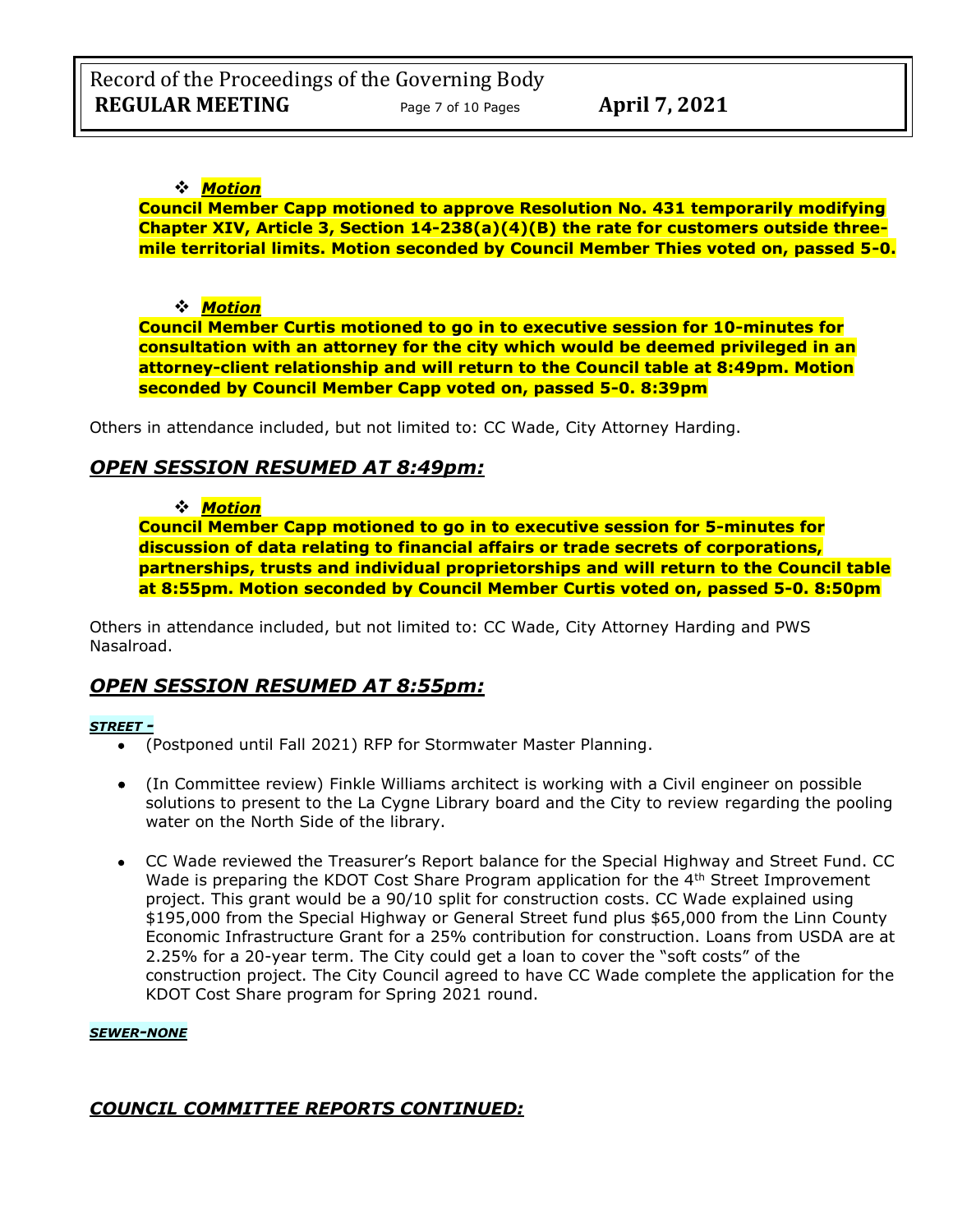- ***Motion***

**Council Member Capp motioned to approve Resolution No. 431 temporarily modifying Chapter XIV, Article 3, Section 14-238(a)(4)(B) the rate for customers outside three-mile territorial limits. Motion seconded by Council Member Thies voted on, passed 5-0.**

- ***Motion***

**Council Member Curtis motioned to go in to executive session for 10-minutes for consultation with an attorney for the city which would be deemed privileged in an attorney-client relationship and will return to the Council table at 8:49pm. Motion seconded by Council Member Capp voted on, passed 5-0. 8:39pm**

Others in attendance included, but not limited to: CC Wade, City Attorney Harding.

## *OPEN SESSION RESUMED AT 8:49pm:*

- ***Motion***

**Council Member Capp motioned to go in to executive session for 5-minutes for discussion of data relating to financial affairs or trade secrets of corporations, partnerships, trusts and individual proprietorships and will return to the Council table at 8:55pm. Motion seconded by Council Member Curtis voted on, passed 5-0. 8:50pm**

Others in attendance included, but not limited to: CC Wade, City Attorney Harding and PWS Nasalroad.

## *OPEN SESSION RESUMED AT 8:55pm:*

***STREET -***

- (Postponed until Fall 2021) RFP for Stormwater Master Planning.
- (In Committee review) Finkle Williams architect is working with a Civil engineer on possible solutions to present to the La Cygne Library board and the City to review regarding the pooling water on the North Side of the library.
- CC Wade reviewed the Treasurer's Report balance for the Special Highway and Street Fund. CC Wade is preparing the KDOT Cost Share Program application for the 4th Street Improvement project. This grant would be a 90/10 split for construction costs. CC Wade explained using $195,000 from the Special Highway or General Street fund plus $65,000 from the Linn County Economic Infrastructure Grant for a 25% contribution for construction. Loans from USDA are at 2.25% for a 20-year term. The City could get a loan to cover the "soft costs" of the construction project. The City Council agreed to have CC Wade complete the application for the KDOT Cost Share program for Spring 2021 round.

***SEWER-NONE***

## *COUNCIL COMMITTEE REPORTS CONTINUED:*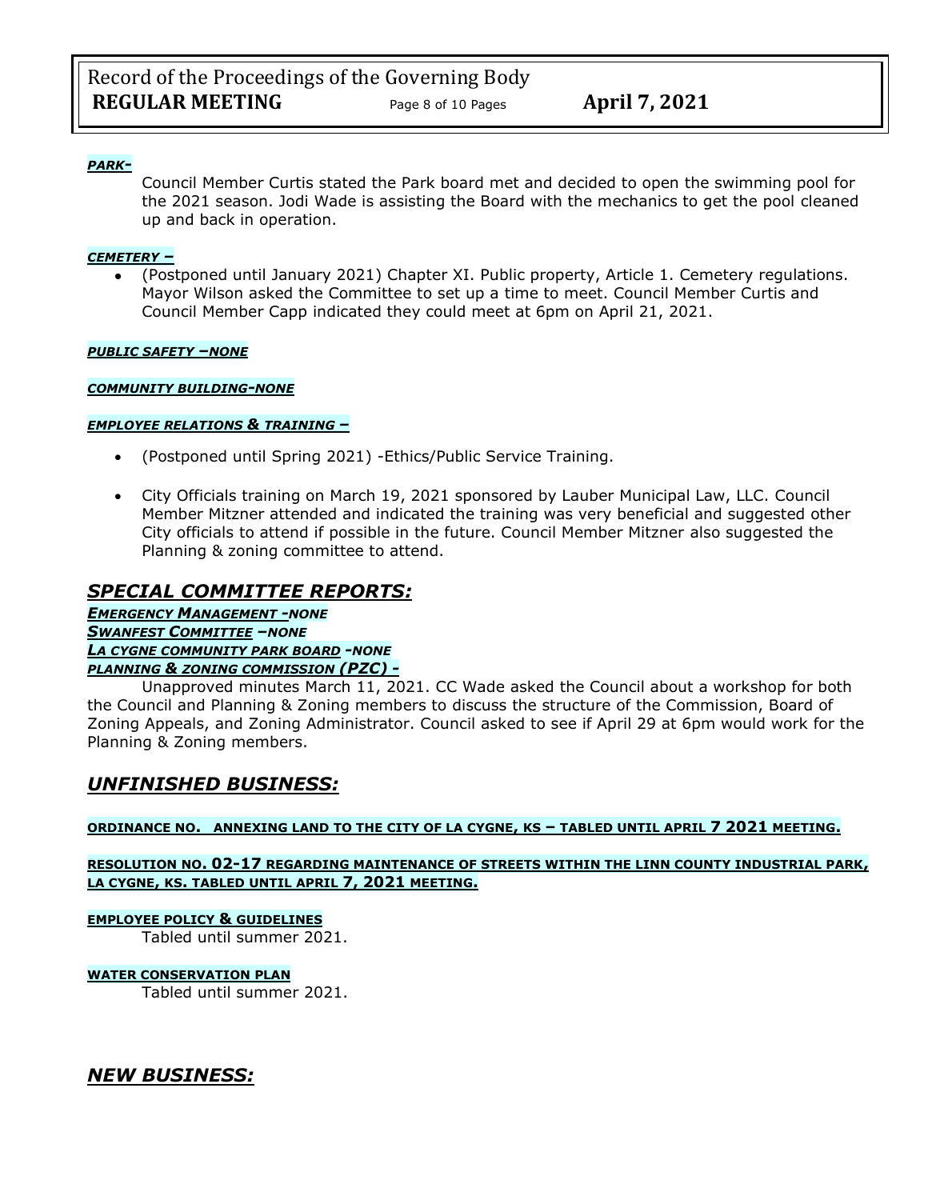***PARK-***

Council Member Curtis stated the Park board met and decided to open the swimming pool for the 2021 season. Jodi Wade is assisting the Board with the mechanics to get the pool cleaned up and back in operation.

***CEMETERY –***

- (Postponed until January 2021) Chapter XI. Public property, Article 1. Cemetery regulations. Mayor Wilson asked the Committee to set up a time to meet. Council Member Curtis and Council Member Capp indicated they could meet at 6pm on April 21, 2021.

***PUBLIC SAFETY –NONE***

***COMMUNITY BUILDING-NONE***

***EMPLOYEE RELATIONS & TRAINING –***

- (Postponed until Spring 2021) -Ethics/Public Service Training.
- City Officials training on March 19, 2021 sponsored by Lauber Municipal Law, LLC. Council Member Mitzner attended and indicated the training was very beneficial and suggested other City officials to attend if possible in the future. Council Member Mitzner also suggested the Planning & zoning committee to attend.

## *SPECIAL COMMITTEE REPORTS:*

***EMERGENCY MANAGEMENT -NONE***
***SWANFEST COMMITTEE –NONE***
***LA CYGNE COMMUNITY PARK BOARD -NONE***
***PLANNING & ZONING COMMISSION (PZC) -***

Unapproved minutes March 11, 2021. CC Wade asked the Council about a workshop for both the Council and Planning & Zoning members to discuss the structure of the Commission, Board of Zoning Appeals, and Zoning Administrator. Council asked to see if April 29 at 6pm would work for the Planning & Zoning members.

## *UNFINISHED BUSINESS:*

**ORDINANCE NO. ANNEXING LAND TO THE CITY OF LA CYGNE, KS – TABLED UNTIL APRIL 7 2021 MEETING.**

**RESOLUTION NO. 02-17 REGARDING MAINTENANCE OF STREETS WITHIN THE LINN COUNTY INDUSTRIAL PARK, LA CYGNE, KS. TABLED UNTIL APRIL 7, 2021 MEETING.**

**EMPLOYEE POLICY & GUIDELINES**

Tabled until summer 2021.

**WATER CONSERVATION PLAN**

Tabled until summer 2021.

## *NEW BUSINESS:*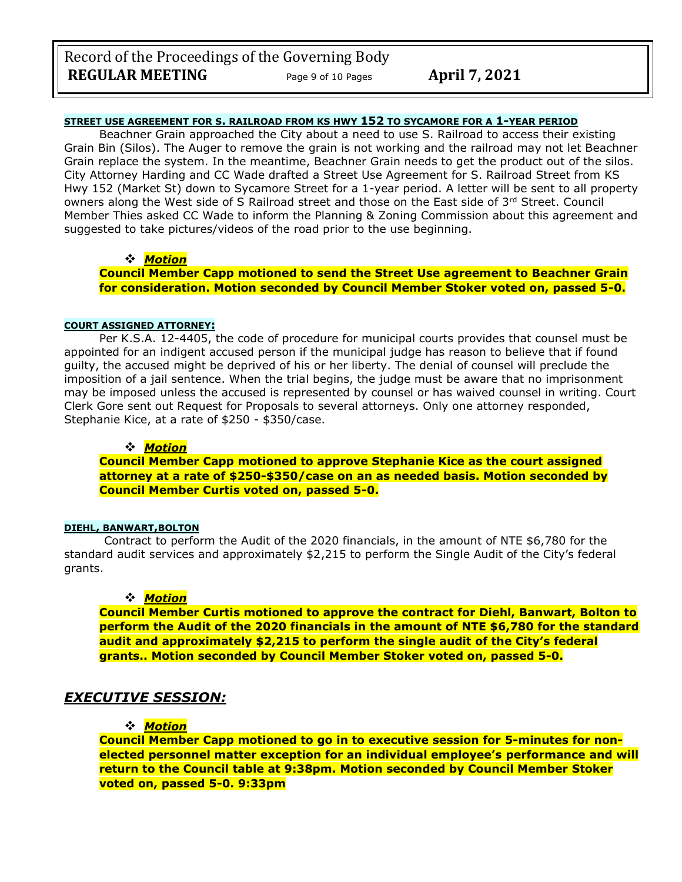**STREET USE AGREEMENT FOR S. RAILROAD FROM KS HWY 152 TO SYCAMORE FOR A 1-YEAR PERIOD**

Beachner Grain approached the City about a need to use S. Railroad to access their existing Grain Bin (Silos). The Auger to remove the grain is not working and the railroad may not let Beachner Grain replace the system. In the meantime, Beachner Grain needs to get the product out of the silos. City Attorney Harding and CC Wade drafted a Street Use Agreement for S. Railroad Street from KS Hwy 152 (Market St) down to Sycamore Street for a 1-year period. A letter will be sent to all property owners along the West side of S Railroad street and those on the East side of 3rd Street. Council Member Thies asked CC Wade to inform the Planning & Zoning Commission about this agreement and suggested to take pictures/videos of the road prior to the use beginning.

- ***Motion***

**Council Member Capp motioned to send the Street Use agreement to Beachner Grain for consideration. Motion seconded by Council Member Stoker voted on, passed 5-0.**

**COURT ASSIGNED ATTORNEY:**

Per K.S.A. 12-4405, the code of procedure for municipal courts provides that counsel must be appointed for an indigent accused person if the municipal judge has reason to believe that if found guilty, the accused might be deprived of his or her liberty. The denial of counsel will preclude the imposition of a jail sentence. When the trial begins, the judge must be aware that no imprisonment may be imposed unless the accused is represented by counsel or has waived counsel in writing. Court Clerk Gore sent out Request for Proposals to several attorneys. Only one attorney responded, Stephanie Kice, at a rate of $250 - $350/case.

- ***Motion***

**Council Member Capp motioned to approve Stephanie Kice as the court assigned attorney at a rate of $250-$350/case on an as needed basis. Motion seconded by Council Member Curtis voted on, passed 5-0.**

**DIEHL, BANWART,BOLTON**

Contract to perform the Audit of the 2020 financials, in the amount of NTE $6,780 for the standard audit services and approximately $2,215 to perform the Single Audit of the City's federal grants.

- ***Motion***

**Council Member Curtis motioned to approve the contract for Diehl, Banwart, Bolton to perform the Audit of the 2020 financials in the amount of NTE $6,780 for the standard audit and approximately $2,215 to perform the single audit of the City's federal grants.. Motion seconded by Council Member Stoker voted on, passed 5-0.**

## *EXECUTIVE SESSION:*

- ***Motion***

**Council Member Capp motioned to go in to executive session for 5-minutes for non-elected personnel matter exception for an individual employee's performance and will return to the Council table at 9:38pm. Motion seconded by Council Member Stoker voted on, passed 5-0. 9:33pm**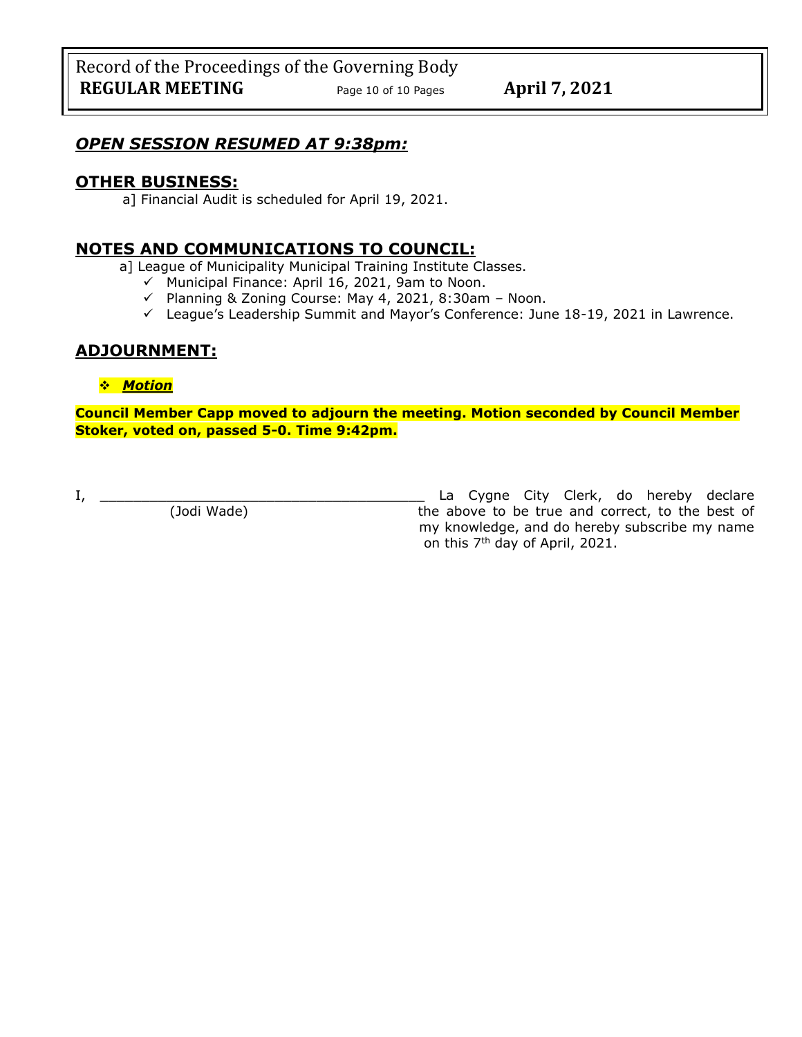## *OPEN SESSION RESUMED AT 9:38pm:*

## OTHER BUSINESS:

a] Financial Audit is scheduled for April 19, 2021.

## NOTES AND COMMUNICATIONS TO COUNCIL:

a] League of Municipality Municipal Training Institute Classes.

- ✓ Municipal Finance: April 16, 2021, 9am to Noon.
- ✓ Planning & Zoning Course: May 4, 2021, 8:30am – Noon.
- ✓ League's Leadership Summit and Mayor's Conference: June 18-19, 2021 in Lawrence.

## ADJOURNMENT:

- ❖ ***Motion***

**Council Member Capp moved to adjourn the meeting. Motion seconded by Council Member Stoker, voted on, passed 5-0. Time 9:42pm.**

I, _______________________________________ La Cygne City Clerk, do hereby declare the above to be true and correct, to the best of my knowledge, and do hereby subscribe my name on this 7th day of April, 2021.

(Jodi Wade)